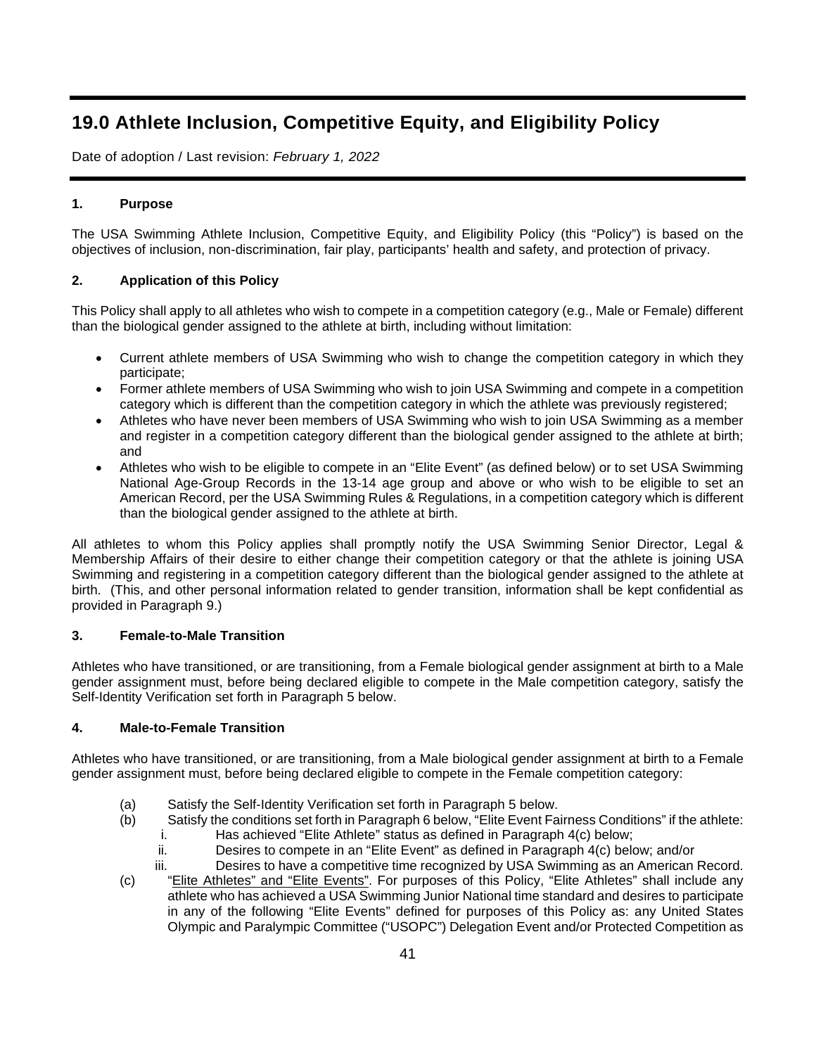# 19.0 Athlete Inclusion, Competitive Equity, and Eligibility Policy

Date of adoption / Last revision: *February 1, 2022*

### 1. Purpose

The USA Swimming Athlete Inclusion, Competitive Equity, and Eligibility Policy (this "Policy") is based on the objectives of inclusion, non-discrimination, fair play, participants' health and safety, and protection of privacy.

### 2. Application of this Policy

This Policy shall apply to all athletes who wish to compete in a competition category (e.g., Male or Female) different than the biological gender assigned to the athlete at birth, including without limitation:

- Current athlete members of USA Swimming who wish to change the competition category in which they participate;
- Former athlete members of USA Swimming who wish to join USA Swimming and compete in a competition category which is different than the competition category in which the athlete was previously registered;
- Athletes who have never been members of USA Swimming who wish to join USA Swimming as a member and register in a competition category different than the biological gender assigned to the athlete at birth; and
- Athletes who wish to be eligible to compete in an "Elite Event" (as defined below) or to set USA Swimming National Age-Group Records in the 13-14 age group and above or who wish to be eligible to set an American Record, per the USA Swimming Rules & Regulations, in a competition category which is different than the biological gender assigned to the athlete at birth.

All athletes to whom this Policy applies shall promptly notify the USA Swimming Senior Director, Legal & Membership Affairs of their desire to either change their competition category or that the athlete is joining USA Swimming and registering in a competition category different than the biological gender assigned to the athlete at birth. (This, and other personal information related to gender transition, information shall be kept confidential as provided in Paragraph 9.)

### 3. Female-to-Male Transition

Athletes who have transitioned, or are transitioning, from a Female biological gender assignment at birth to a Male gender assignment must, before being declared eligible to compete in the Male competition category, satisfy the Self-Identity Verification set forth in Paragraph 5 below.

### 4. Male-to-Female Transition

Athletes who have transitioned, or are transitioning, from a Male biological gender assignment at birth to a Female gender assignment must, before being declared eligible to compete in the Female competition category:

(a) Satisfy the Self-Identity Verification set forth in Paragraph 5 below.

(b) Satisfy the conditions set forth in Paragraph 6 below, "Elite Event Fairness Conditions" if the athlete:
  - i. Has achieved "Elite Athlete" status as defined in Paragraph 4(c) below;
  - ii. Desires to compete in an "Elite Event" as defined in Paragraph 4(c) below; and/or
  - iii. Desires to have a competitive time recognized by USA Swimming as an American Record.

(c) "Elite Athletes" and "Elite Events". For purposes of this Policy, "Elite Athletes" shall include any athlete who has achieved a USA Swimming Junior National time standard and desires to participate in any of the following "Elite Events" defined for purposes of this Policy as: any United States Olympic and Paralympic Committee ("USOPC") Delegation Event and/or Protected Competition as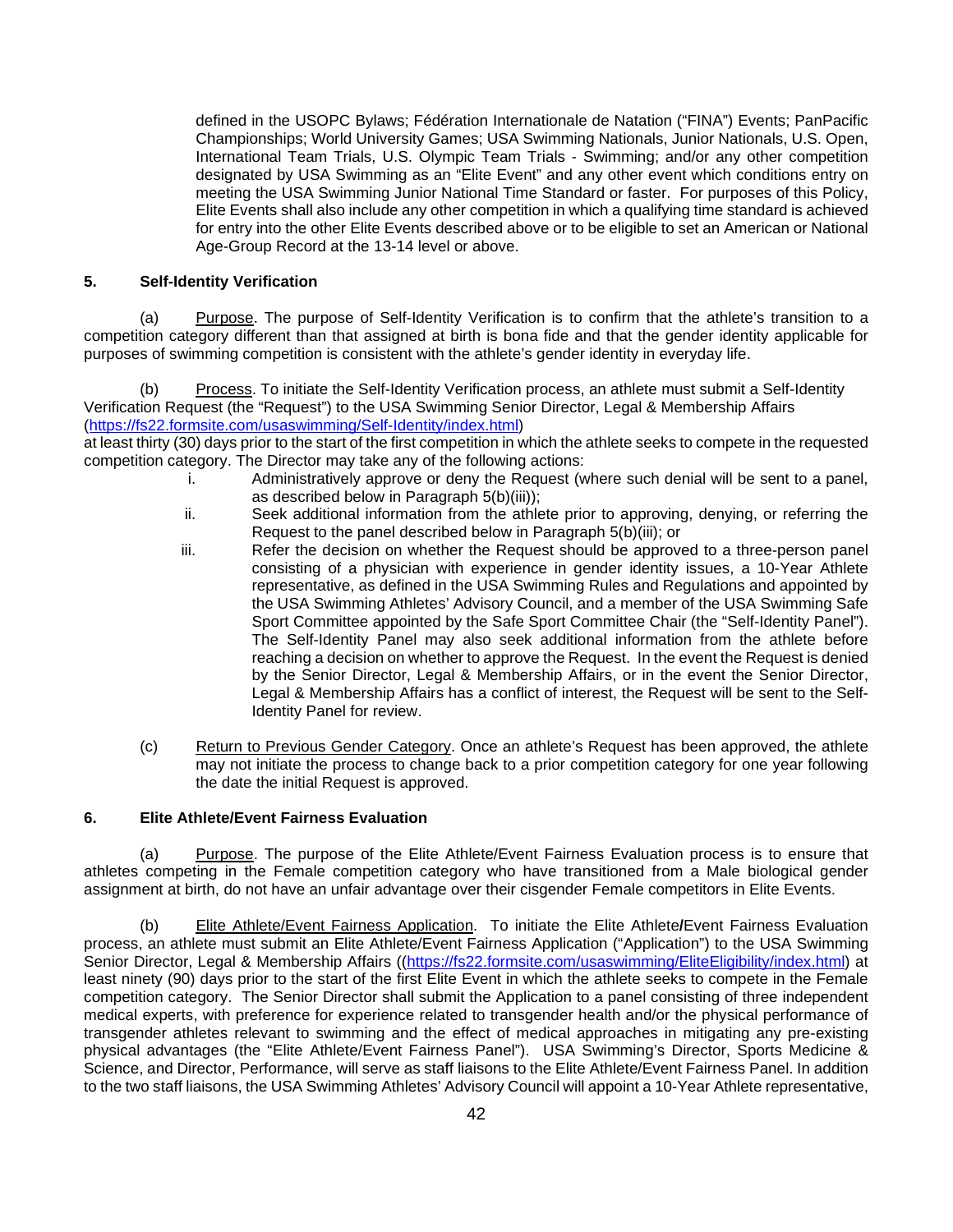defined in the USOPC Bylaws; Fédération Internationale de Natation ("FINA") Events; PanPacific Championships; World University Games; USA Swimming Nationals, Junior Nationals, U.S. Open, International Team Trials, U.S. Olympic Team Trials - Swimming; and/or any other competition designated by USA Swimming as an "Elite Event" and any other event which conditions entry on meeting the USA Swimming Junior National Time Standard or faster. For purposes of this Policy, Elite Events shall also include any other competition in which a qualifying time standard is achieved for entry into the other Elite Events described above or to be eligible to set an American or National Age-Group Record at the 13-14 level or above.

**5. Self-Identity Verification**

(a) Purpose. The purpose of Self-Identity Verification is to confirm that the athlete's transition to a competition category different than that assigned at birth is bona fide and that the gender identity applicable for purposes of swimming competition is consistent with the athlete's gender identity in everyday life.

(b) Process. To initiate the Self-Identity Verification process, an athlete must submit a Self-Identity Verification Request (the "Request") to the USA Swimming Senior Director, Legal & Membership Affairs (https://fs22.formsite.com/usaswimming/Self-Identity/index.html) at least thirty (30) days prior to the start of the first competition in which the athlete seeks to compete in the requested competition category. The Director may take any of the following actions:

i. Administratively approve or deny the Request (where such denial will be sent to a panel, as described below in Paragraph 5(b)(iii));

ii. Seek additional information from the athlete prior to approving, denying, or referring the Request to the panel described below in Paragraph 5(b)(iii; or

iii. Refer the decision on whether the Request should be approved to a three-person panel consisting of a physician with experience in gender identity issues, a 10-Year Athlete representative, as defined in the USA Swimming Rules and Regulations and appointed by the USA Swimming Athletes' Advisory Council, and a member of the USA Swimming Safe Sport Committee appointed by the Safe Sport Committee Chair (the "Self-Identity Panel"). The Self-Identity Panel may also seek additional information from the athlete before reaching a decision on whether to approve the Request. In the event the Request is denied by the Senior Director, Legal & Membership Affairs, or in the event the Senior Director, Legal & Membership Affairs has a conflict of interest, the Request will be sent to the Self-Identity Panel for review.

(c) Return to Previous Gender Category. Once an athlete's Request has been approved, the athlete may not initiate the process to change back to a prior competition category for one year following the date the initial Request is approved.

**6. Elite Athlete/Event Fairness Evaluation**

(a) Purpose. The purpose of the Elite Athlete/Event Fairness Evaluation process is to ensure that athletes competing in the Female competition category who have transitioned from a Male biological gender assignment at birth, do not have an unfair advantage over their cisgender Female competitors in Elite Events.

(b) Elite Athlete/Event Fairness Application. To initiate the Elite Athlete/Event Fairness Evaluation process, an athlete must submit an Elite Athlete/Event Fairness Application ("Application") to the USA Swimming Senior Director, Legal & Membership Affairs ((https://fs22.formsite.com/usaswimming/EliteEligibility/index.html) at least ninety (90) days prior to the start of the first Elite Event in which the athlete seeks to compete in the Female competition category. The Senior Director shall submit the Application to a panel consisting of three independent medical experts, with preference for experience related to transgender health and/or the physical performance of transgender athletes relevant to swimming and the effect of medical approaches in mitigating any pre-existing physical advantages (the "Elite Athlete/Event Fairness Panel"). USA Swimming's Director, Sports Medicine & Science, and Director, Performance, will serve as staff liaisons to the Elite Athlete/Event Fairness Panel. In addition to the two staff liaisons, the USA Swimming Athletes' Advisory Council will appoint a 10-Year Athlete representative,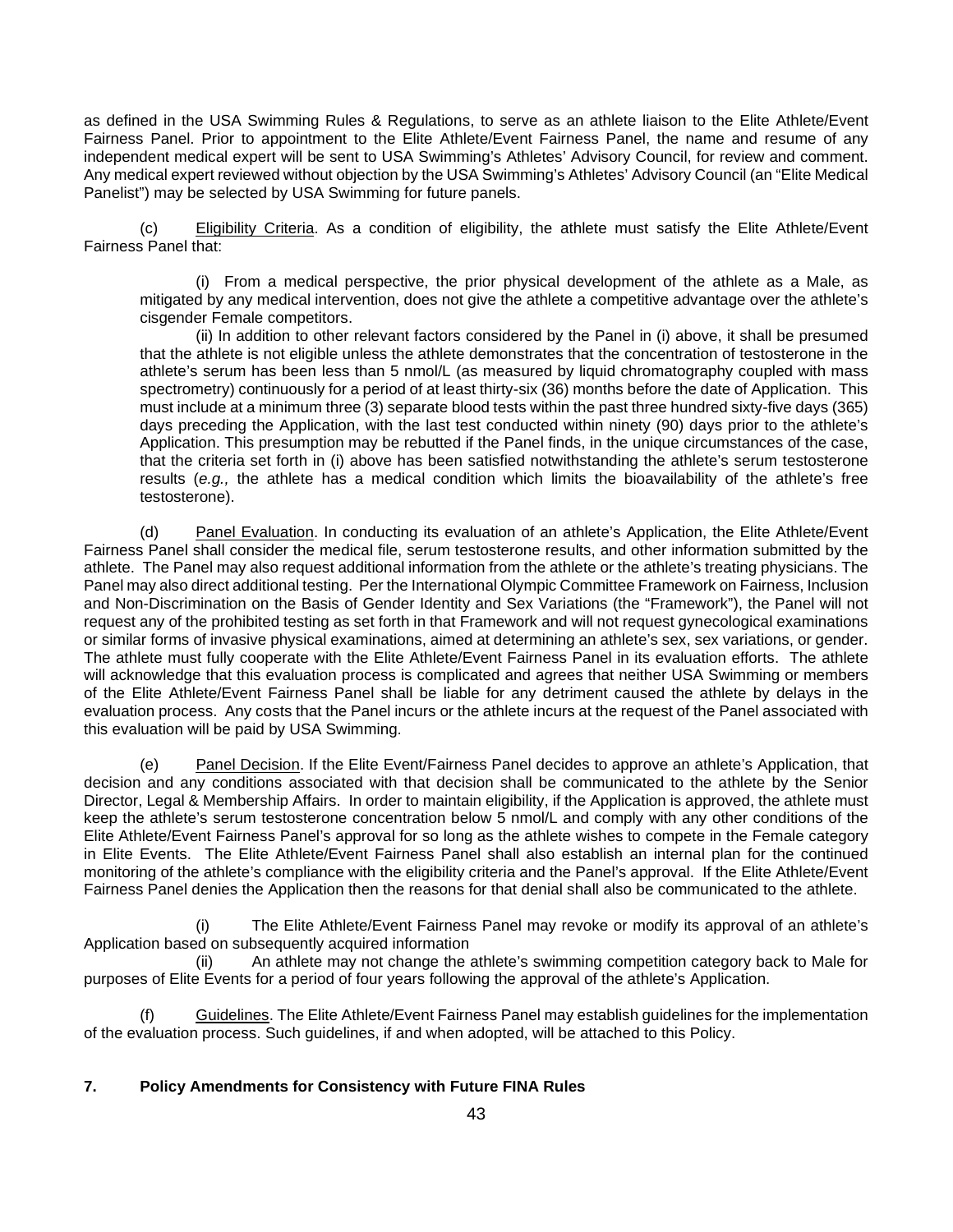as defined in the USA Swimming Rules & Regulations, to serve as an athlete liaison to the Elite Athlete/Event Fairness Panel. Prior to appointment to the Elite Athlete/Event Fairness Panel, the name and resume of any independent medical expert will be sent to USA Swimming's Athletes' Advisory Council, for review and comment. Any medical expert reviewed without objection by the USA Swimming's Athletes' Advisory Council (an "Elite Medical Panelist") may be selected by USA Swimming for future panels.

(c) Eligibility Criteria. As a condition of eligibility, the athlete must satisfy the Elite Athlete/Event Fairness Panel that:

(i) From a medical perspective, the prior physical development of the athlete as a Male, as mitigated by any medical intervention, does not give the athlete a competitive advantage over the athlete's cisgender Female competitors.

(ii) In addition to other relevant factors considered by the Panel in (i) above, it shall be presumed that the athlete is not eligible unless the athlete demonstrates that the concentration of testosterone in the athlete's serum has been less than 5 nmol/L (as measured by liquid chromatography coupled with mass spectrometry) continuously for a period of at least thirty-six (36) months before the date of Application. This must include at a minimum three (3) separate blood tests within the past three hundred sixty-five days (365) days preceding the Application, with the last test conducted within ninety (90) days prior to the athlete's Application. This presumption may be rebutted if the Panel finds, in the unique circumstances of the case, that the criteria set forth in (i) above has been satisfied notwithstanding the athlete's serum testosterone results (*e.g.,* the athlete has a medical condition which limits the bioavailability of the athlete's free testosterone).

(d) Panel Evaluation. In conducting its evaluation of an athlete's Application, the Elite Athlete/Event Fairness Panel shall consider the medical file, serum testosterone results, and other information submitted by the athlete. The Panel may also request additional information from the athlete or the athlete's treating physicians. The Panel may also direct additional testing. Per the International Olympic Committee Framework on Fairness, Inclusion and Non-Discrimination on the Basis of Gender Identity and Sex Variations (the "Framework"), the Panel will not request any of the prohibited testing as set forth in that Framework and will not request gynecological examinations or similar forms of invasive physical examinations, aimed at determining an athlete's sex, sex variations, or gender. The athlete must fully cooperate with the Elite Athlete/Event Fairness Panel in its evaluation efforts. The athlete will acknowledge that this evaluation process is complicated and agrees that neither USA Swimming or members of the Elite Athlete/Event Fairness Panel shall be liable for any detriment caused the athlete by delays in the evaluation process. Any costs that the Panel incurs or the athlete incurs at the request of the Panel associated with this evaluation will be paid by USA Swimming.

(e) Panel Decision. If the Elite Event/Fairness Panel decides to approve an athlete's Application, that decision and any conditions associated with that decision shall be communicated to the athlete by the Senior Director, Legal & Membership Affairs. In order to maintain eligibility, if the Application is approved, the athlete must keep the athlete's serum testosterone concentration below 5 nmol/L and comply with any other conditions of the Elite Athlete/Event Fairness Panel's approval for so long as the athlete wishes to compete in the Female category in Elite Events. The Elite Athlete/Event Fairness Panel shall also establish an internal plan for the continued monitoring of the athlete's compliance with the eligibility criteria and the Panel's approval. If the Elite Athlete/Event Fairness Panel denies the Application then the reasons for that denial shall also be communicated to the athlete.

(i) The Elite Athlete/Event Fairness Panel may revoke or modify its approval of an athlete's Application based on subsequently acquired information

(ii) An athlete may not change the athlete's swimming competition category back to Male for purposes of Elite Events for a period of four years following the approval of the athlete's Application.

(f) Guidelines. The Elite Athlete/Event Fairness Panel may establish guidelines for the implementation of the evaluation process. Such guidelines, if and when adopted, will be attached to this Policy.

## 7. Policy Amendments for Consistency with Future FINA Rules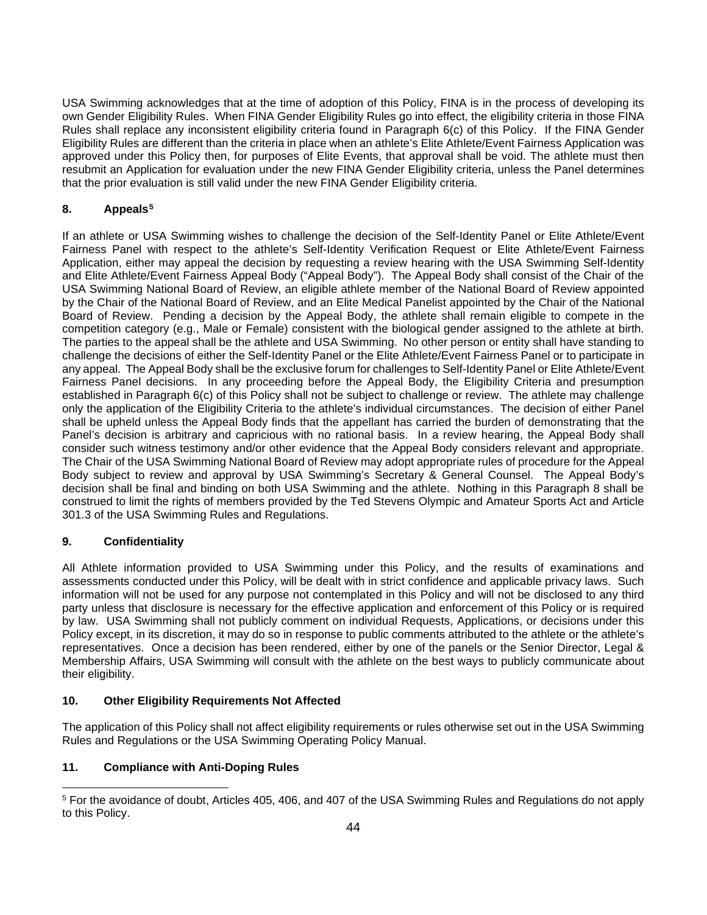USA Swimming acknowledges that at the time of adoption of this Policy, FINA is in the process of developing its own Gender Eligibility Rules. When FINA Gender Eligibility Rules go into effect, the eligibility criteria in those FINA Rules shall replace any inconsistent eligibility criteria found in Paragraph 6(c) of this Policy. If the FINA Gender Eligibility Rules are different than the criteria in place when an athlete's Elite Athlete/Event Fairness Application was approved under this Policy then, for purposes of Elite Events, that approval shall be void. The athlete must then resubmit an Application for evaluation under the new FINA Gender Eligibility criteria, unless the Panel determines that the prior evaluation is still valid under the new FINA Gender Eligibility criteria.

## 8. Appeals[5]

If an athlete or USA Swimming wishes to challenge the decision of the Self-Identity Panel or Elite Athlete/Event Fairness Panel with respect to the athlete's Self-Identity Verification Request or Elite Athlete/Event Fairness Application, either may appeal the decision by requesting a review hearing with the USA Swimming Self-Identity and Elite Athlete/Event Fairness Appeal Body ("Appeal Body"). The Appeal Body shall consist of the Chair of the USA Swimming National Board of Review, an eligible athlete member of the National Board of Review appointed by the Chair of the National Board of Review, and an Elite Medical Panelist appointed by the Chair of the National Board of Review. Pending a decision by the Appeal Body, the athlete shall remain eligible to compete in the competition category (e.g., Male or Female) consistent with the biological gender assigned to the athlete at birth. The parties to the appeal shall be the athlete and USA Swimming. No other person or entity shall have standing to challenge the decisions of either the Self-Identity Panel or the Elite Athlete/Event Fairness Panel or to participate in any appeal. The Appeal Body shall be the exclusive forum for challenges to Self-Identity Panel or Elite Athlete/Event Fairness Panel decisions. In any proceeding before the Appeal Body, the Eligibility Criteria and presumption established in Paragraph 6(c) of this Policy shall not be subject to challenge or review. The athlete may challenge only the application of the Eligibility Criteria to the athlete's individual circumstances. The decision of either Panel shall be upheld unless the Appeal Body finds that the appellant has carried the burden of demonstrating that the Panel's decision is arbitrary and capricious with no rational basis. In a review hearing, the Appeal Body shall consider such witness testimony and/or other evidence that the Appeal Body considers relevant and appropriate. The Chair of the USA Swimming National Board of Review may adopt appropriate rules of procedure for the Appeal Body subject to review and approval by USA Swimming's Secretary & General Counsel. The Appeal Body's decision shall be final and binding on both USA Swimming and the athlete. Nothing in this Paragraph 8 shall be construed to limit the rights of members provided by the Ted Stevens Olympic and Amateur Sports Act and Article 301.3 of the USA Swimming Rules and Regulations.

## 9. Confidentiality

All Athlete information provided to USA Swimming under this Policy, and the results of examinations and assessments conducted under this Policy, will be dealt with in strict confidence and applicable privacy laws. Such information will not be used for any purpose not contemplated in this Policy and will not be disclosed to any third party unless that disclosure is necessary for the effective application and enforcement of this Policy or is required by law. USA Swimming shall not publicly comment on individual Requests, Applications, or decisions under this Policy except, in its discretion, it may do so in response to public comments attributed to the athlete or the athlete's representatives. Once a decision has been rendered, either by one of the panels or the Senior Director, Legal & Membership Affairs, USA Swimming will consult with the athlete on the best ways to publicly communicate about their eligibility.

## 10. Other Eligibility Requirements Not Affected

The application of this Policy shall not affect eligibility requirements or rules otherwise set out in the USA Swimming Rules and Regulations or the USA Swimming Operating Policy Manual.

## 11. Compliance with Anti-Doping Rules

[5] For the avoidance of doubt, Articles 405, 406, and 407 of the USA Swimming Rules and Regulations do not apply to this Policy.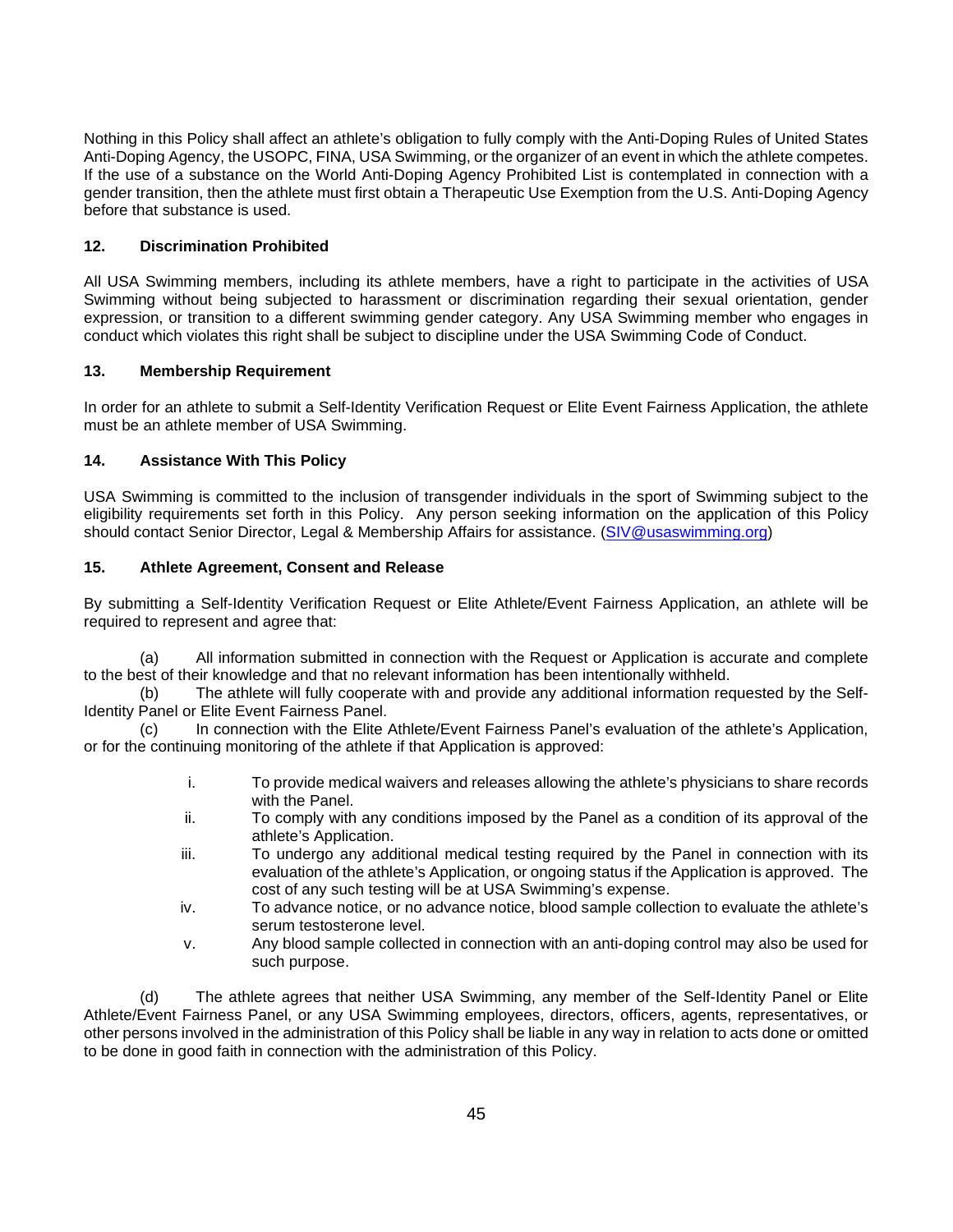Nothing in this Policy shall affect an athlete's obligation to fully comply with the Anti-Doping Rules of United States Anti-Doping Agency, the USOPC, FINA, USA Swimming, or the organizer of an event in which the athlete competes. If the use of a substance on the World Anti-Doping Agency Prohibited List is contemplated in connection with a gender transition, then the athlete must first obtain a Therapeutic Use Exemption from the U.S. Anti-Doping Agency before that substance is used.

### 12. Discrimination Prohibited

All USA Swimming members, including its athlete members, have a right to participate in the activities of USA Swimming without being subjected to harassment or discrimination regarding their sexual orientation, gender expression, or transition to a different swimming gender category. Any USA Swimming member who engages in conduct which violates this right shall be subject to discipline under the USA Swimming Code of Conduct.

### 13. Membership Requirement

In order for an athlete to submit a Self-Identity Verification Request or Elite Event Fairness Application, the athlete must be an athlete member of USA Swimming.

### 14. Assistance With This Policy

USA Swimming is committed to the inclusion of transgender individuals in the sport of Swimming subject to the eligibility requirements set forth in this Policy. Any person seeking information on the application of this Policy should contact Senior Director, Legal & Membership Affairs for assistance. (SIV@usaswimming.org)

### 15. Athlete Agreement, Consent and Release

By submitting a Self-Identity Verification Request or Elite Athlete/Event Fairness Application, an athlete will be required to represent and agree that:

(a) All information submitted in connection with the Request or Application is accurate and complete to the best of their knowledge and that no relevant information has been intentionally withheld.

(b) The athlete will fully cooperate with and provide any additional information requested by the Self-Identity Panel or Elite Event Fairness Panel.

(c) In connection with the Elite Athlete/Event Fairness Panel's evaluation of the athlete's Application, or for the continuing monitoring of the athlete if that Application is approved:

- i. To provide medical waivers and releases allowing the athlete's physicians to share records with the Panel.
- ii. To comply with any conditions imposed by the Panel as a condition of its approval of the athlete's Application.
- iii. To undergo any additional medical testing required by the Panel in connection with its evaluation of the athlete's Application, or ongoing status if the Application is approved. The cost of any such testing will be at USA Swimming's expense.
- iv. To advance notice, or no advance notice, blood sample collection to evaluate the athlete's serum testosterone level.
- v. Any blood sample collected in connection with an anti-doping control may also be used for such purpose.

(d) The athlete agrees that neither USA Swimming, any member of the Self-Identity Panel or Elite Athlete/Event Fairness Panel, or any USA Swimming employees, directors, officers, agents, representatives, or other persons involved in the administration of this Policy shall be liable in any way in relation to acts done or omitted to be done in good faith in connection with the administration of this Policy.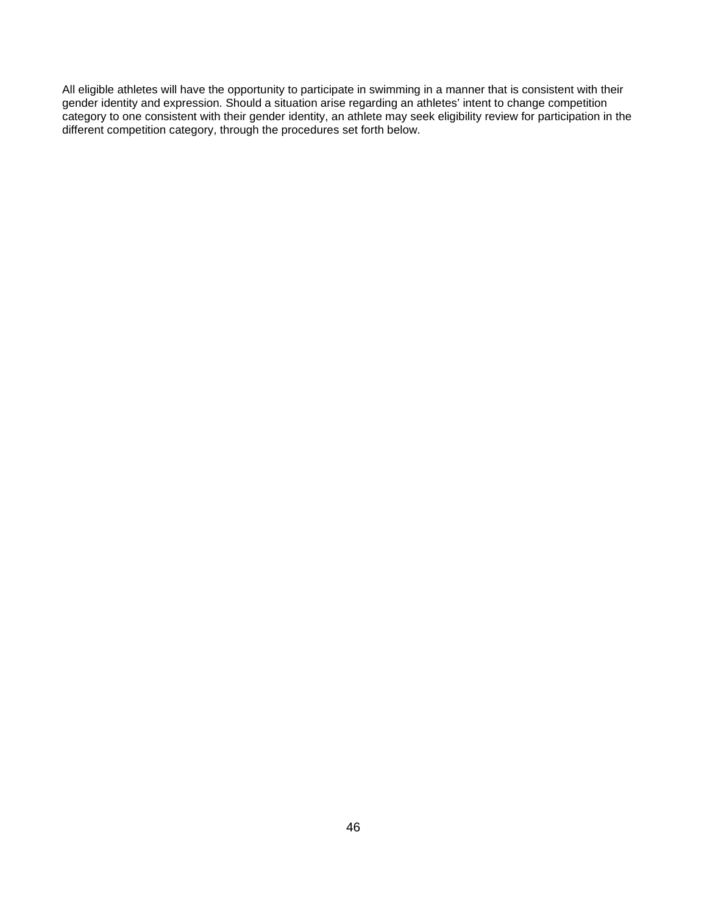All eligible athletes will have the opportunity to participate in swimming in a manner that is consistent with their gender identity and expression. Should a situation arise regarding an athletes' intent to change competition category to one consistent with their gender identity, an athlete may seek eligibility review for participation in the different competition category, through the procedures set forth below.